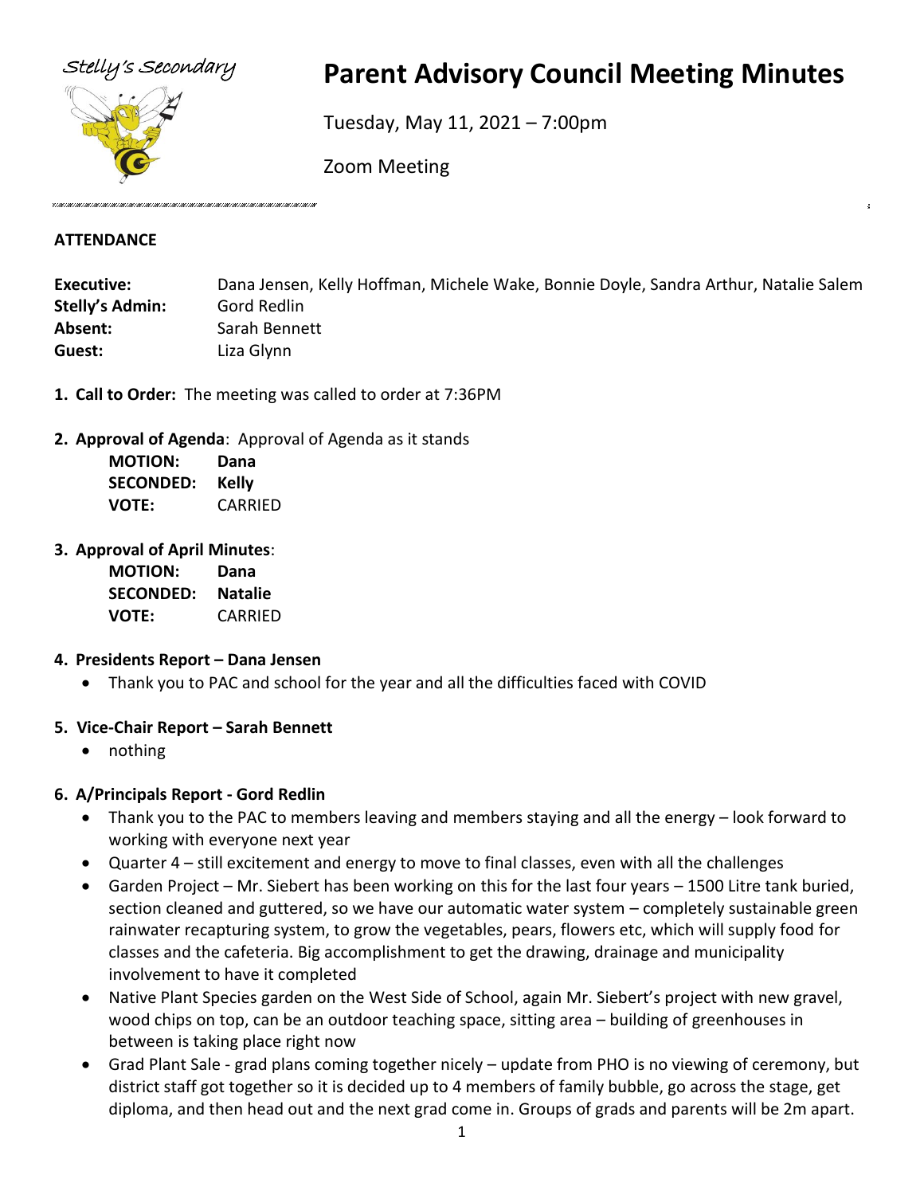Stelly's Secondary

# Parent Advisory Council Meeting Minutes

Tuesday, May 11, 2021 – 7:00pm

Zoom Meeting

**ATTENDANCE**

| | |
|---|---|
| **Executive:** | Dana Jensen, Kelly Hoffman, Michele Wake, Bonnie Doyle, Sandra Arthur, Natalie Salem |
| **Stelly's Admin:** | Gord Redlin |
| **Absent:** | Sarah Bennett |
| **Guest:** | Liza Glynn |

1. **Call to Order:** The meeting was called to order at 7:36PM

2. **Approval of Agenda**: Approval of Agenda as it stands

   **MOTION:** **Dana**
   **SECONDED:** **Kelly**
   **VOTE:** CARRIED

3. **Approval of April Minutes**:

   **MOTION:** **Dana**
   **SECONDED:** **Natalie**
   **VOTE:** CARRIED

4. **Presidents Report – Dana Jensen**
   - Thank you to PAC and school for the year and all the difficulties faced with COVID

5. **Vice-Chair Report – Sarah Bennett**
   - nothing

6. **A/Principals Report - Gord Redlin**
   - Thank you to the PAC to members leaving and members staying and all the energy – look forward to working with everyone next year
   - Quarter 4 – still excitement and energy to move to final classes, even with all the challenges
   - Garden Project – Mr. Siebert has been working on this for the last four years – 1500 Litre tank buried, section cleaned and guttered, so we have our automatic water system – completely sustainable green rainwater recapturing system, to grow the vegetables, pears, flowers etc, which will supply food for classes and the cafeteria. Big accomplishment to get the drawing, drainage and municipality involvement to have it completed
   - Native Plant Species garden on the West Side of School, again Mr. Siebert's project with new gravel, wood chips on top, can be an outdoor teaching space, sitting area – building of greenhouses in between is taking place right now
   - Grad Plant Sale - grad plans coming together nicely – update from PHO is no viewing of ceremony, but district staff got together so it is decided up to 4 members of family bubble, go across the stage, get diploma, and then head out and the next grad come in. Groups of grads and parents will be 2m apart.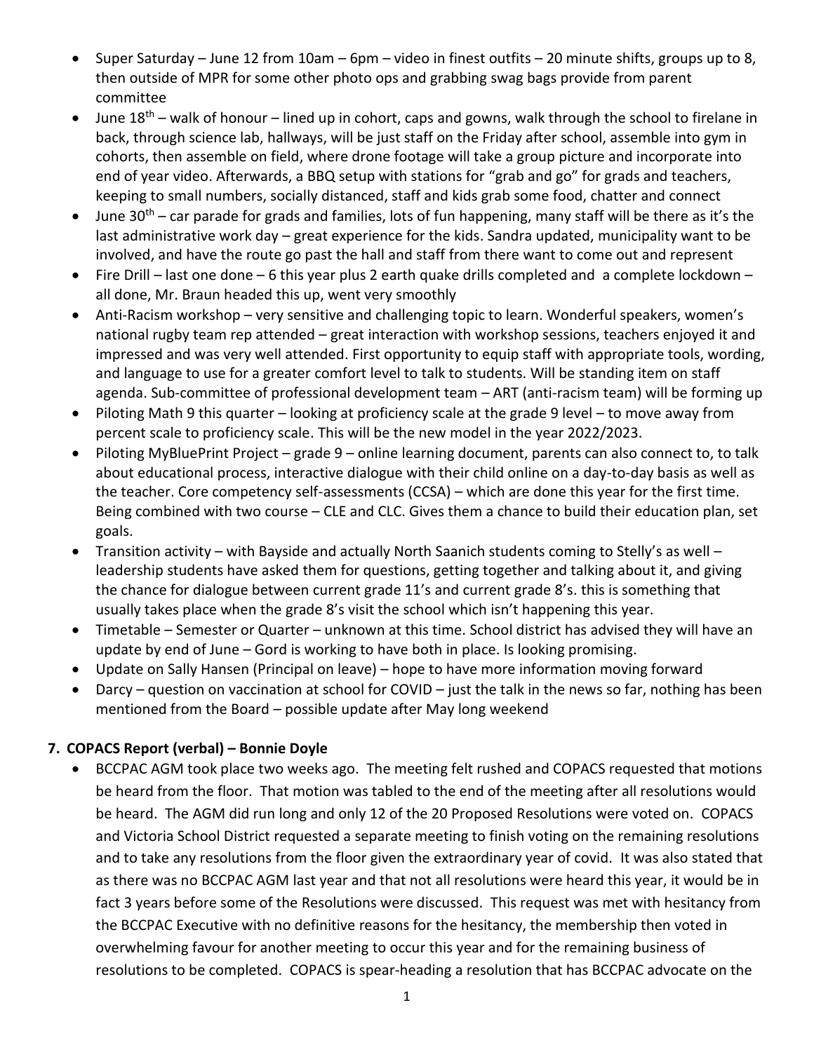- Super Saturday – June 12 from 10am – 6pm – video in finest outfits – 20 minute shifts, groups up to 8, then outside of MPR for some other photo ops and grabbing swag bags provide from parent committee
- June 18th – walk of honour – lined up in cohort, caps and gowns, walk through the school to firelane in back, through science lab, hallways, will be just staff on the Friday after school, assemble into gym in cohorts, then assemble on field, where drone footage will take a group picture and incorporate into end of year video. Afterwards, a BBQ setup with stations for "grab and go" for grads and teachers, keeping to small numbers, socially distanced, staff and kids grab some food, chatter and connect
- June 30th – car parade for grads and families, lots of fun happening, many staff will be there as it's the last administrative work day – great experience for the kids. Sandra updated, municipality want to be involved, and have the route go past the hall and staff from there want to come out and represent
- Fire Drill – last one done – 6 this year plus 2 earth quake drills completed and a complete lockdown – all done, Mr. Braun headed this up, went very smoothly
- Anti-Racism workshop – very sensitive and challenging topic to learn. Wonderful speakers, women's national rugby team rep attended – great interaction with workshop sessions, teachers enjoyed it and impressed and was very well attended. First opportunity to equip staff with appropriate tools, wording, and language to use for a greater comfort level to talk to students. Will be standing item on staff agenda. Sub-committee of professional development team – ART (anti-racism team) will be forming up
- Piloting Math 9 this quarter – looking at proficiency scale at the grade 9 level – to move away from percent scale to proficiency scale. This will be the new model in the year 2022/2023.
- Piloting MyBluePrint Project – grade 9 – online learning document, parents can also connect to, to talk about educational process, interactive dialogue with their child online on a day-to-day basis as well as the teacher. Core competency self-assessments (CCSA) – which are done this year for the first time. Being combined with two course – CLE and CLC. Gives them a chance to build their education plan, set goals.
- Transition activity – with Bayside and actually North Saanich students coming to Stelly's as well – leadership students have asked them for questions, getting together and talking about it, and giving the chance for dialogue between current grade 11's and current grade 8's. this is something that usually takes place when the grade 8's visit the school which isn't happening this year.
- Timetable – Semester or Quarter – unknown at this time. School district has advised they will have an update by end of June – Gord is working to have both in place. Is looking promising.
- Update on Sally Hansen (Principal on leave) – hope to have more information moving forward
- Darcy – question on vaccination at school for COVID – just the talk in the news so far, nothing has been mentioned from the Board – possible update after May long weekend

### 7. COPACS Report (verbal) – Bonnie Doyle

- BCCPAC AGM took place two weeks ago. The meeting felt rushed and COPACS requested that motions be heard from the floor. That motion was tabled to the end of the meeting after all resolutions would be heard. The AGM did run long and only 12 of the 20 Proposed Resolutions were voted on. COPACS and Victoria School District requested a separate meeting to finish voting on the remaining resolutions and to take any resolutions from the floor given the extraordinary year of covid. It was also stated that as there was no BCCPAC AGM last year and that not all resolutions were heard this year, it would be in fact 3 years before some of the Resolutions were discussed. This request was met with hesitancy from the BCCPAC Executive with no definitive reasons for the hesitancy, the membership then voted in overwhelming favour for another meeting to occur this year and for the remaining business of resolutions to be completed. COPACS is spear-heading a resolution that has BCCPAC advocate on the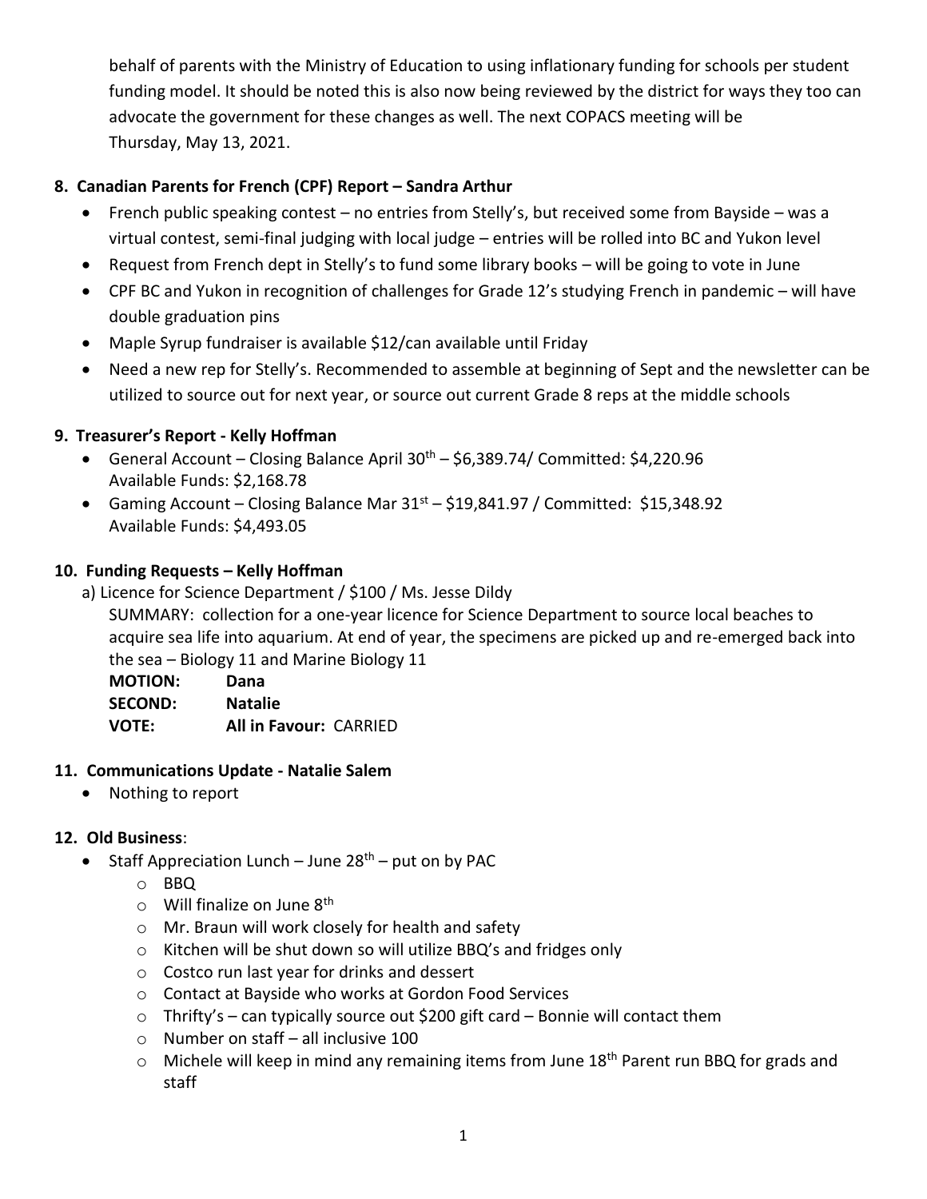behalf of parents with the Ministry of Education to using inflationary funding for schools per student funding model. It should be noted this is also now being reviewed by the district for ways they too can advocate the government for these changes as well. The next COPACS meeting will be Thursday, May 13, 2021.

## 8. Canadian Parents for French (CPF) Report – Sandra Arthur

- French public speaking contest – no entries from Stelly's, but received some from Bayside – was a virtual contest, semi-final judging with local judge – entries will be rolled into BC and Yukon level
- Request from French dept in Stelly's to fund some library books – will be going to vote in June
- CPF BC and Yukon in recognition of challenges for Grade 12's studying French in pandemic – will have double graduation pins
- Maple Syrup fundraiser is available $12/can available until Friday
- Need a new rep for Stelly's. Recommended to assemble at beginning of Sept and the newsletter can be utilized to source out for next year, or source out current Grade 8 reps at the middle schools

## 9. Treasurer's Report - Kelly Hoffman

- General Account – Closing Balance April 30th – $6,389.74/ Committed: $4,220.96
  Available Funds: $2,168.78
- Gaming Account – Closing Balance Mar 31st – $19,841.97 / Committed: $15,348.92
  Available Funds: $4,493.05

## 10. Funding Requests – Kelly Hoffman

a) Licence for Science Department / $100 / Ms. Jesse Dildy

SUMMARY: collection for a one-year licence for Science Department to source local beaches to acquire sea life into aquarium. At end of year, the specimens are picked up and re-emerged back into the sea – Biology 11 and Marine Biology 11

**MOTION:** **Dana**
**SECOND:** **Natalie**
**VOTE:** **All in Favour:** CARRIED

## 11. Communications Update - Natalie Salem

- Nothing to report

## 12. Old Business:

- Staff Appreciation Lunch – June 28th – put on by PAC
  - BBQ
  - Will finalize on June 8th
  - Mr. Braun will work closely for health and safety
  - Kitchen will be shut down so will utilize BBQ's and fridges only
  - Costco run last year for drinks and dessert
  - Contact at Bayside who works at Gordon Food Services
  - Thrifty's – can typically source out $200 gift card – Bonnie will contact them
  - Number on staff – all inclusive 100
  - Michele will keep in mind any remaining items from June 18th Parent run BBQ for grads and staff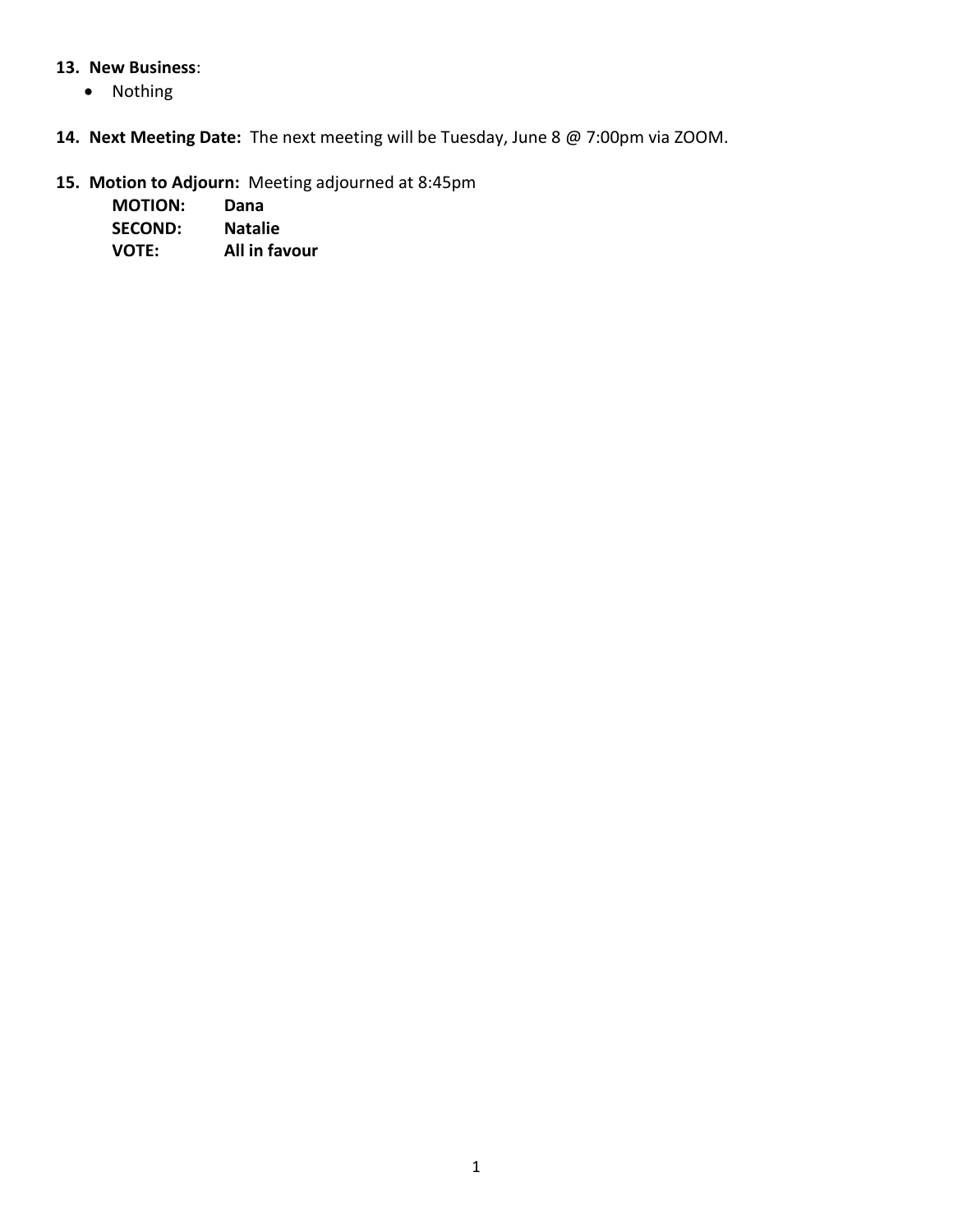13. **New Business**:
    - Nothing

14. **Next Meeting Date:** The next meeting will be Tuesday, June 8 @ 7:00pm via ZOOM.

15. **Motion to Adjourn:** Meeting adjourned at 8:45pm
    **MOTION: Dana**
    **SECOND: Natalie**
    **VOTE: All in favour**